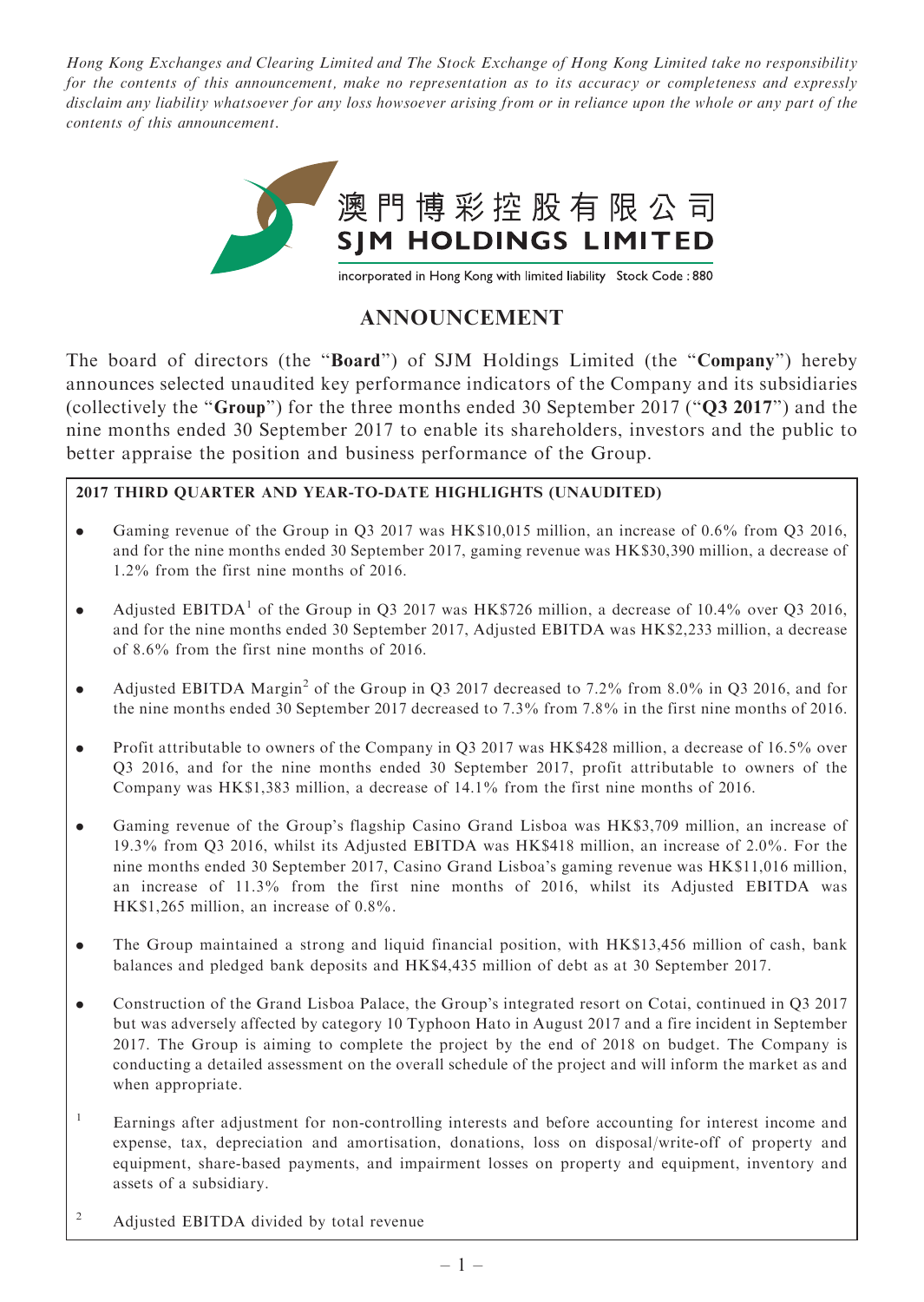*Hong Kong Exchanges and Clearing Limited and The Stock Exchange of Hong Kong Limited take no responsibility for the contents of this announcement, make no representation as to its accuracy or completeness and expressly disclaim any liability whatsoever for any loss howsoever arising from or in reliance upon the whole or any part of the contents of this announcement.*

澳門博彩控股有限公司
**SJM HOLDINGS LIMITED**

incorporated in Hong Kong with limited liability Stock Code : 880

# ANNOUNCEMENT

The board of directors (the "**Board**") of SJM Holdings Limited (the "**Company**") hereby announces selected unaudited key performance indicators of the Company and its subsidiaries (collectively the "**Group**") for the three months ended 30 September 2017 ("**Q3 2017**") and the nine months ended 30 September 2017 to enable its shareholders, investors and the public to better appraise the position and business performance of the Group.

**2017 THIRD QUARTER AND YEAR-TO-DATE HIGHLIGHTS (UNAUDITED)**

- Gaming revenue of the Group in Q3 2017 was HK$10,015 million, an increase of 0.6% from Q3 2016, and for the nine months ended 30 September 2017, gaming revenue was HK$30,390 million, a decrease of 1.2% from the first nine months of 2016.
- Adjusted EBITDA[1] of the Group in Q3 2017 was HK$726 million, a decrease of 10.4% over Q3 2016, and for the nine months ended 30 September 2017, Adjusted EBITDA was HK$2,233 million, a decrease of 8.6% from the first nine months of 2016.
- Adjusted EBITDA Margin[2] of the Group in Q3 2017 decreased to 7.2% from 8.0% in Q3 2016, and for the nine months ended 30 September 2017 decreased to 7.3% from 7.8% in the first nine months of 2016.
- Profit attributable to owners of the Company in Q3 2017 was HK$428 million, a decrease of 16.5% over Q3 2016, and for the nine months ended 30 September 2017, profit attributable to owners of the Company was HK$1,383 million, a decrease of 14.1% from the first nine months of 2016.
- Gaming revenue of the Group's flagship Casino Grand Lisboa was HK$3,709 million, an increase of 19.3% from Q3 2016, whilst its Adjusted EBITDA was HK$418 million, an increase of 2.0%. For the nine months ended 30 September 2017, Casino Grand Lisboa's gaming revenue was HK$11,016 million, an increase of 11.3% from the first nine months of 2016, whilst its Adjusted EBITDA was HK$1,265 million, an increase of 0.8%.
- The Group maintained a strong and liquid financial position, with HK$13,456 million of cash, bank balances and pledged bank deposits and HK$4,435 million of debt as at 30 September 2017.
- Construction of the Grand Lisboa Palace, the Group's integrated resort on Cotai, continued in Q3 2017 but was adversely affected by category 10 Typhoon Hato in August 2017 and a fire incident in September 2017. The Group is aiming to complete the project by the end of 2018 on budget. The Company is conducting a detailed assessment on the overall schedule of the project and will inform the market as and when appropriate.

[1] Earnings after adjustment for non-controlling interests and before accounting for interest income and expense, tax, depreciation and amortisation, donations, loss on disposal/write-off of property and equipment, share-based payments, and impairment losses on property and equipment, inventory and assets of a subsidiary.

[2] Adjusted EBITDA divided by total revenue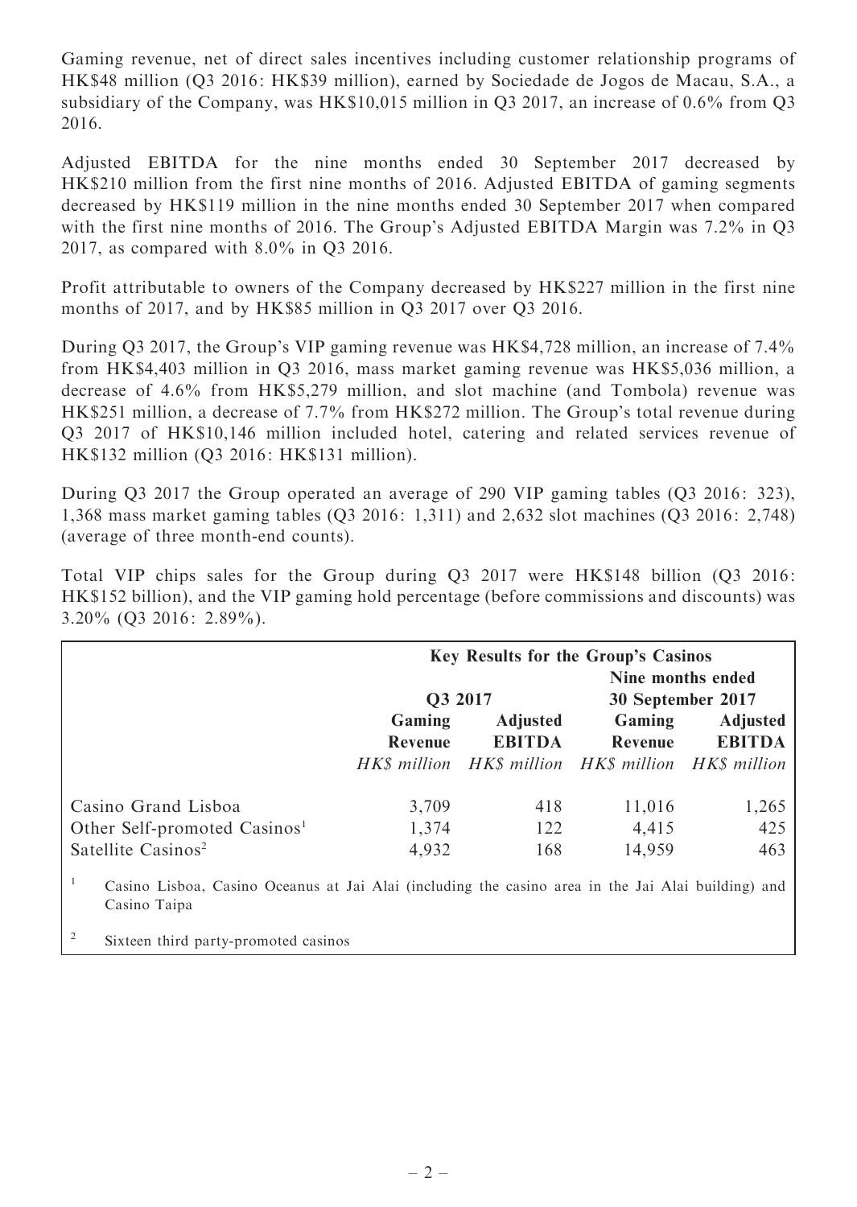Gaming revenue, net of direct sales incentives including customer relationship programs of HK$48 million (Q3 2016: HK$39 million), earned by Sociedade de Jogos de Macau, S.A., a subsidiary of the Company, was HK$10,015 million in Q3 2017, an increase of 0.6% from Q3 2016.

Adjusted EBITDA for the nine months ended 30 September 2017 decreased by HK$210 million from the first nine months of 2016. Adjusted EBITDA of gaming segments decreased by HK$119 million in the nine months ended 30 September 2017 when compared with the first nine months of 2016. The Group's Adjusted EBITDA Margin was 7.2% in Q3 2017, as compared with 8.0% in Q3 2016.

Profit attributable to owners of the Company decreased by HK$227 million in the first nine months of 2017, and by HK$85 million in Q3 2017 over Q3 2016.

During Q3 2017, the Group's VIP gaming revenue was HK$4,728 million, an increase of 7.4% from HK$4,403 million in Q3 2016, mass market gaming revenue was HK$5,036 million, a decrease of 4.6% from HK$5,279 million, and slot machine (and Tombola) revenue was HK$251 million, a decrease of 7.7% from HK$272 million. The Group's total revenue during Q3 2017 of HK$10,146 million included hotel, catering and related services revenue of HK$132 million (Q3 2016: HK$131 million).

During Q3 2017 the Group operated an average of 290 VIP gaming tables (Q3 2016: 323), 1,368 mass market gaming tables (Q3 2016: 1,311) and 2,632 slot machines (Q3 2016: 2,748) (average of three month-end counts).

Total VIP chips sales for the Group during Q3 2017 were HK$148 billion (Q3 2016: HK$152 billion), and the VIP gaming hold percentage (before commissions and discounts) was 3.20% (Q3 2016: 2.89%).

| | **Key Results for the Group's Casinos** | | | |
|---|---|---|---|---|
| | **Q3 2017** | | **Nine months ended 30 September 2017** | |
| | **Gaming Revenue** | **Adjusted EBITDA** | **Gaming Revenue** | **Adjusted EBITDA** |
| | *HK$ million* | *HK$ million* | *HK$ million* | *HK$ million* |
| Casino Grand Lisboa | 3,709 | 418 | 11,016 | 1,265 |
| Other Self-promoted Casinos[1] | 1,374 | 122 | 4,415 | 425 |
| Satellite Casinos[2] | 4,932 | 168 | 14,959 | 463 |

[1] Casino Lisboa, Casino Oceanus at Jai Alai (including the casino area in the Jai Alai building) and Casino Taipa

[2] Sixteen third party-promoted casinos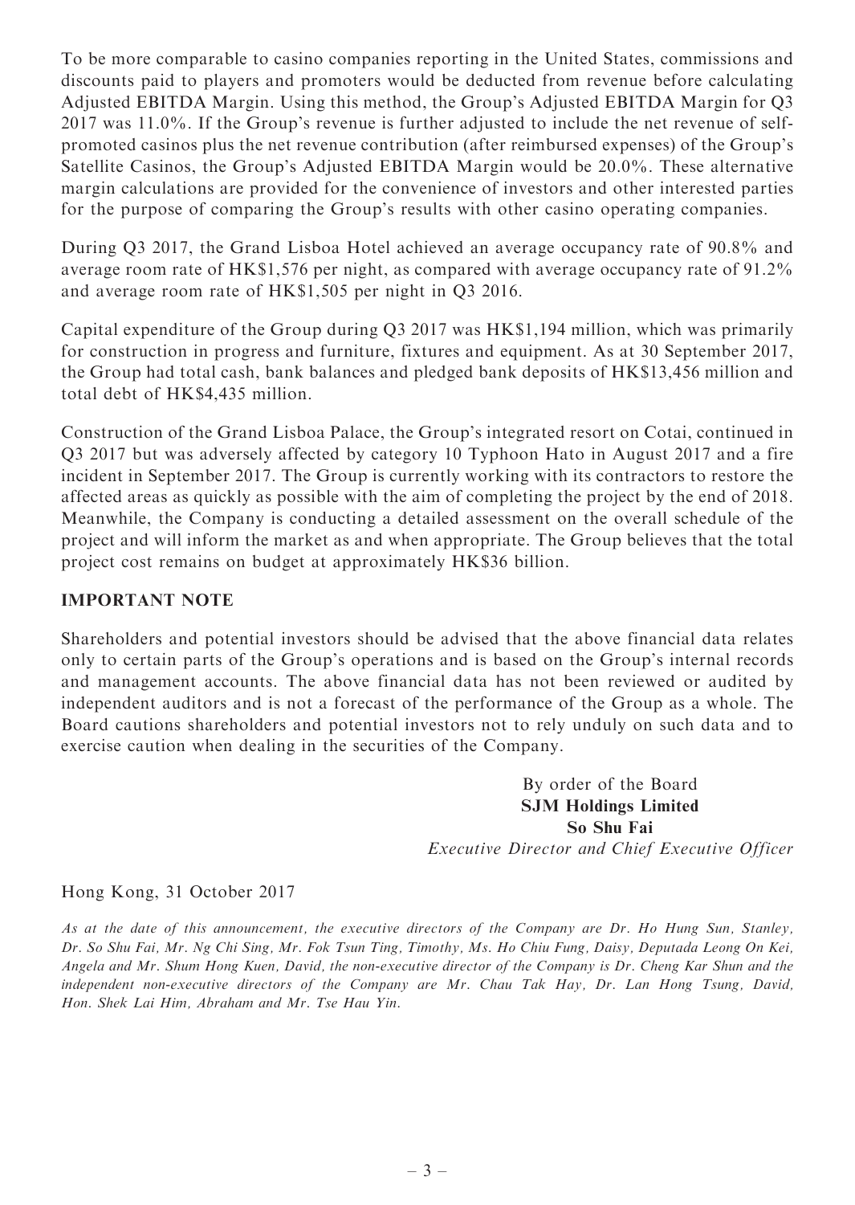To be more comparable to casino companies reporting in the United States, commissions and discounts paid to players and promoters would be deducted from revenue before calculating Adjusted EBITDA Margin. Using this method, the Group's Adjusted EBITDA Margin for Q3 2017 was 11.0%. If the Group's revenue is further adjusted to include the net revenue of self-promoted casinos plus the net revenue contribution (after reimbursed expenses) of the Group's Satellite Casinos, the Group's Adjusted EBITDA Margin would be 20.0%. These alternative margin calculations are provided for the convenience of investors and other interested parties for the purpose of comparing the Group's results with other casino operating companies.

During Q3 2017, the Grand Lisboa Hotel achieved an average occupancy rate of 90.8% and average room rate of HK$1,576 per night, as compared with average occupancy rate of 91.2% and average room rate of HK$1,505 per night in Q3 2016.

Capital expenditure of the Group during Q3 2017 was HK$1,194 million, which was primarily for construction in progress and furniture, fixtures and equipment. As at 30 September 2017, the Group had total cash, bank balances and pledged bank deposits of HK$13,456 million and total debt of HK$4,435 million.

Construction of the Grand Lisboa Palace, the Group's integrated resort on Cotai, continued in Q3 2017 but was adversely affected by category 10 Typhoon Hato in August 2017 and a fire incident in September 2017. The Group is currently working with its contractors to restore the affected areas as quickly as possible with the aim of completing the project by the end of 2018. Meanwhile, the Company is conducting a detailed assessment on the overall schedule of the project and will inform the market as and when appropriate. The Group believes that the total project cost remains on budget at approximately HK$36 billion.

**IMPORTANT NOTE**

Shareholders and potential investors should be advised that the above financial data relates only to certain parts of the Group's operations and is based on the Group's internal records and management accounts. The above financial data has not been reviewed or audited by independent auditors and is not a forecast of the performance of the Group as a whole. The Board cautions shareholders and potential investors not to rely unduly on such data and to exercise caution when dealing in the securities of the Company.

By order of the Board
**SJM Holdings Limited**
**So Shu Fai**
*Executive Director and Chief Executive Officer*

Hong Kong, 31 October 2017

*As at the date of this announcement, the executive directors of the Company are Dr. Ho Hung Sun, Stanley, Dr. So Shu Fai, Mr. Ng Chi Sing, Mr. Fok Tsun Ting, Timothy, Ms. Ho Chiu Fung, Daisy, Deputada Leong On Kei, Angela and Mr. Shum Hong Kuen, David, the non-executive director of the Company is Dr. Cheng Kar Shun and the independent non-executive directors of the Company are Mr. Chau Tak Hay, Dr. Lan Hong Tsung, David, Hon. Shek Lai Him, Abraham and Mr. Tse Hau Yin.*